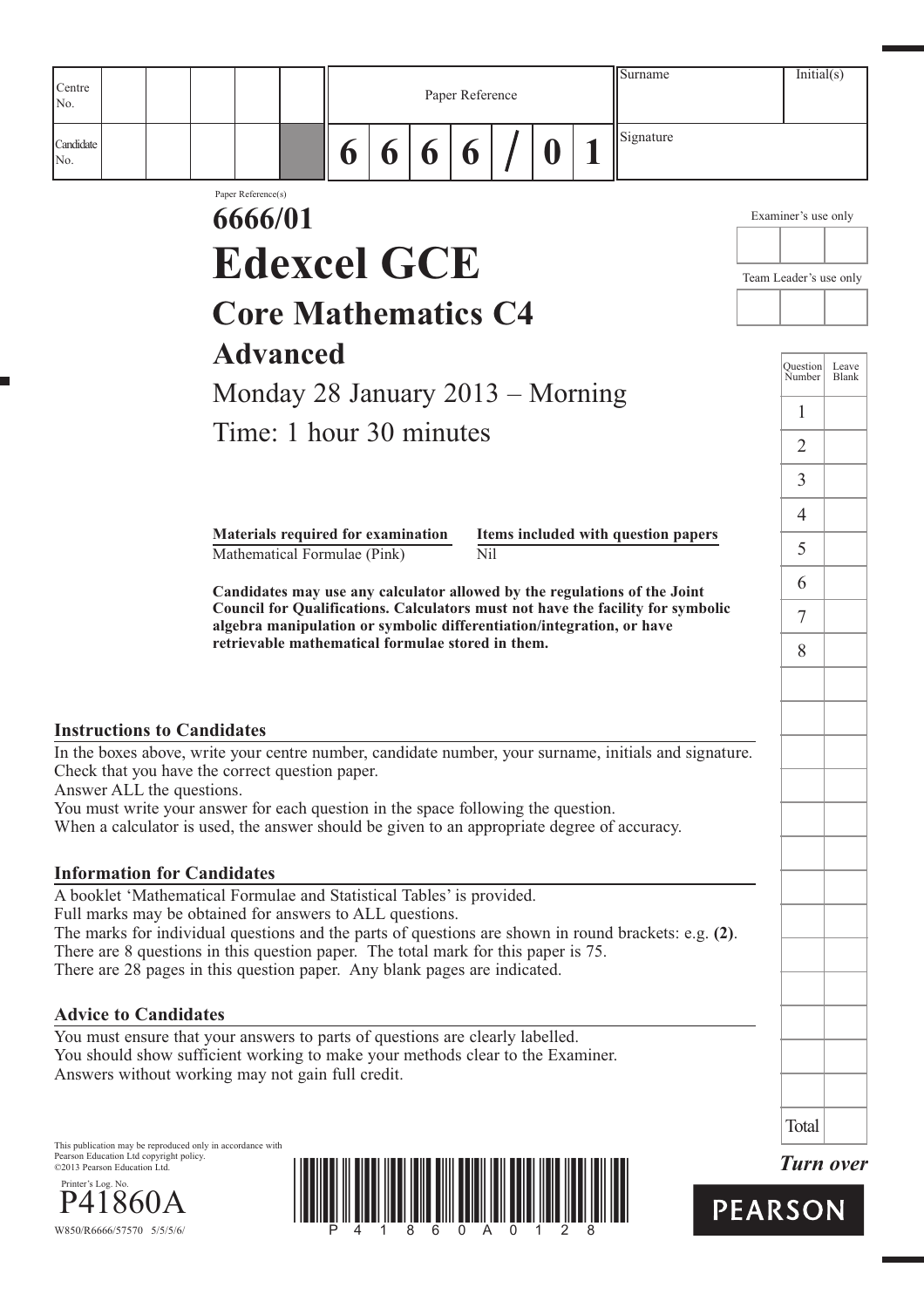| Centre No. | | | | | | Paper Reference | | | | | | | Surname | Initial(s) |
|---|---|---|---|---|---|---|---|---|---|---|---|---|---|---|
| Candidate No. | | | | | | 6 | 6 | 6 | 6 | / | 0 | 1 | Signature | |

Paper Reference(s)

# 6666/01

# Edexcel GCE

## Core Mathematics C4

## Advanced

Monday 28 January 2013 – Morning

Time: 1 hour 30 minutes

| Materials required for examination | Items included with question papers |
|---|---|
| Mathematical Formulae (Pink) | Nil |

**Candidates may use any calculator allowed by the regulations of the Joint Council for Qualifications. Calculators must not have the facility for symbolic algebra manipulation or symbolic differentiation/integration, or have retrievable mathematical formulae stored in them.**

Examiner's use only

Team Leader's use only

| Question Number | Leave Blank |
|---|---|
| 1 | |
| 2 | |
| 3 | |
| 4 | |
| 5 | |
| 6 | |
| 7 | |
| 8 | |
| Total | |

### Instructions to Candidates

In the boxes above, write your centre number, candidate number, your surname, initials and signature.
Check that you have the correct question paper.
Answer ALL the questions.
You must write your answer for each question in the space following the question.
When a calculator is used, the answer should be given to an appropriate degree of accuracy.

### Information for Candidates

A booklet 'Mathematical Formulae and Statistical Tables' is provided.
Full marks may be obtained for answers to ALL questions.
The marks for individual questions and the parts of questions are shown in round brackets: e.g. **(2)**.
There are 8 questions in this question paper. The total mark for this paper is 75.
There are 28 pages in this question paper. Any blank pages are indicated.

### Advice to Candidates

You must ensure that your answers to parts of questions are clearly labelled.
You should show sufficient working to make your methods clear to the Examiner.
Answers without working may not gain full credit.

This publication may be reproduced only in accordance with Pearson Education Ltd copyright policy.
©2013 Pearson Education Ltd.

Printer's Log. No.
P41860A
W850/R6666/57570 5/5/5/6/

*Turn over*

PEARSON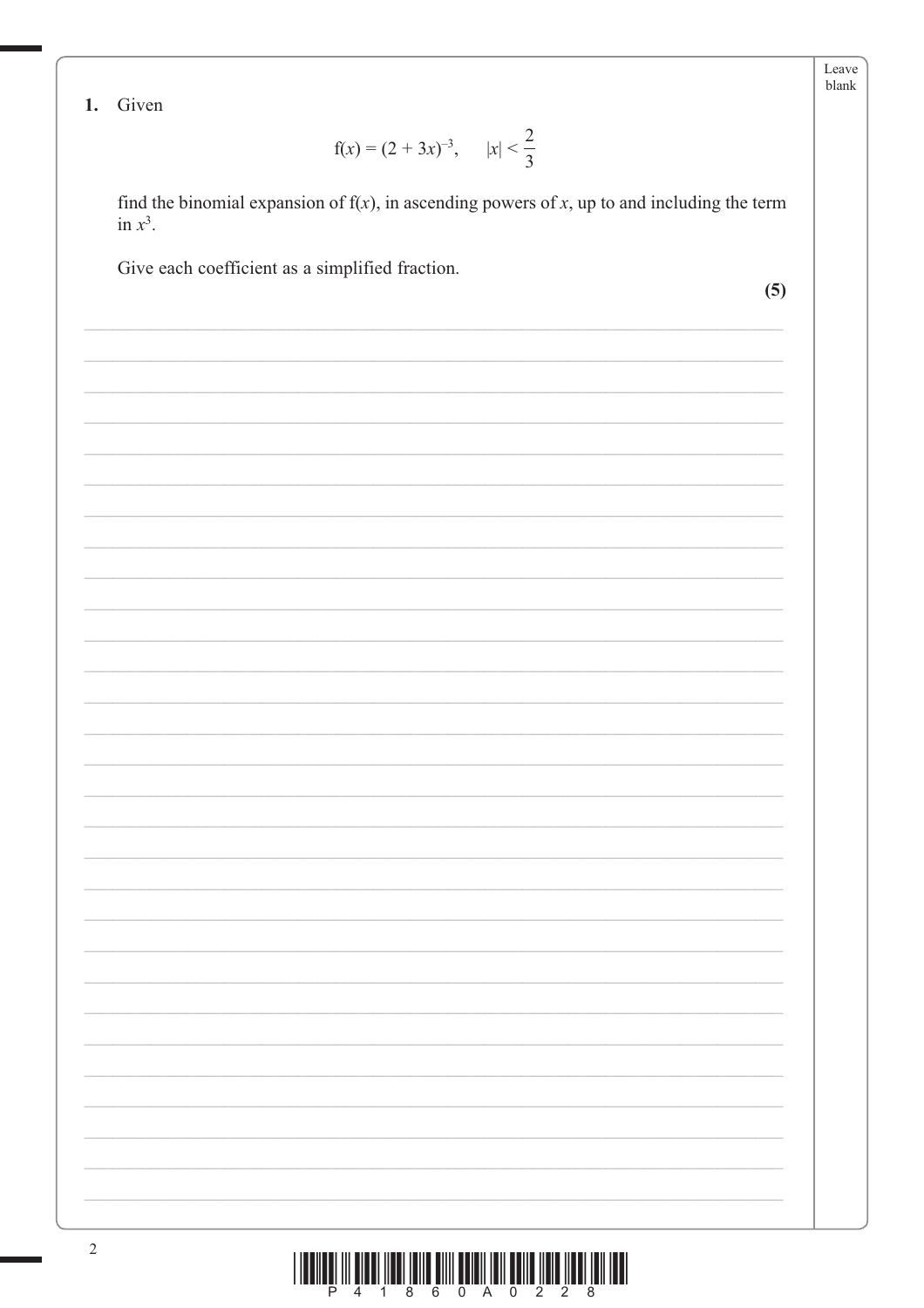**1.** Given

$$f(x) = (2 + 3x)^{-3}, \quad |x| < \frac{2}{3}$$

find the binomial expansion of $f(x)$, in ascending powers of $x$, up to and including the term in $x^3$.

Give each coefficient as a simplified fraction.

**(5)**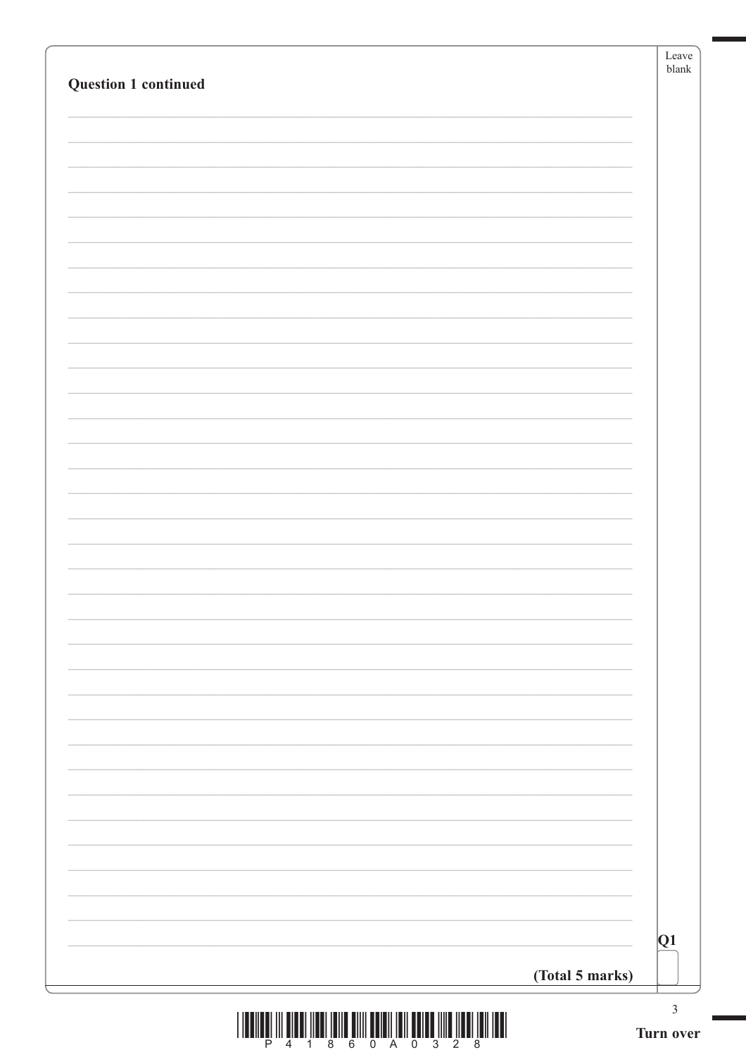**Question 1 continued**

**(Total 5 marks)**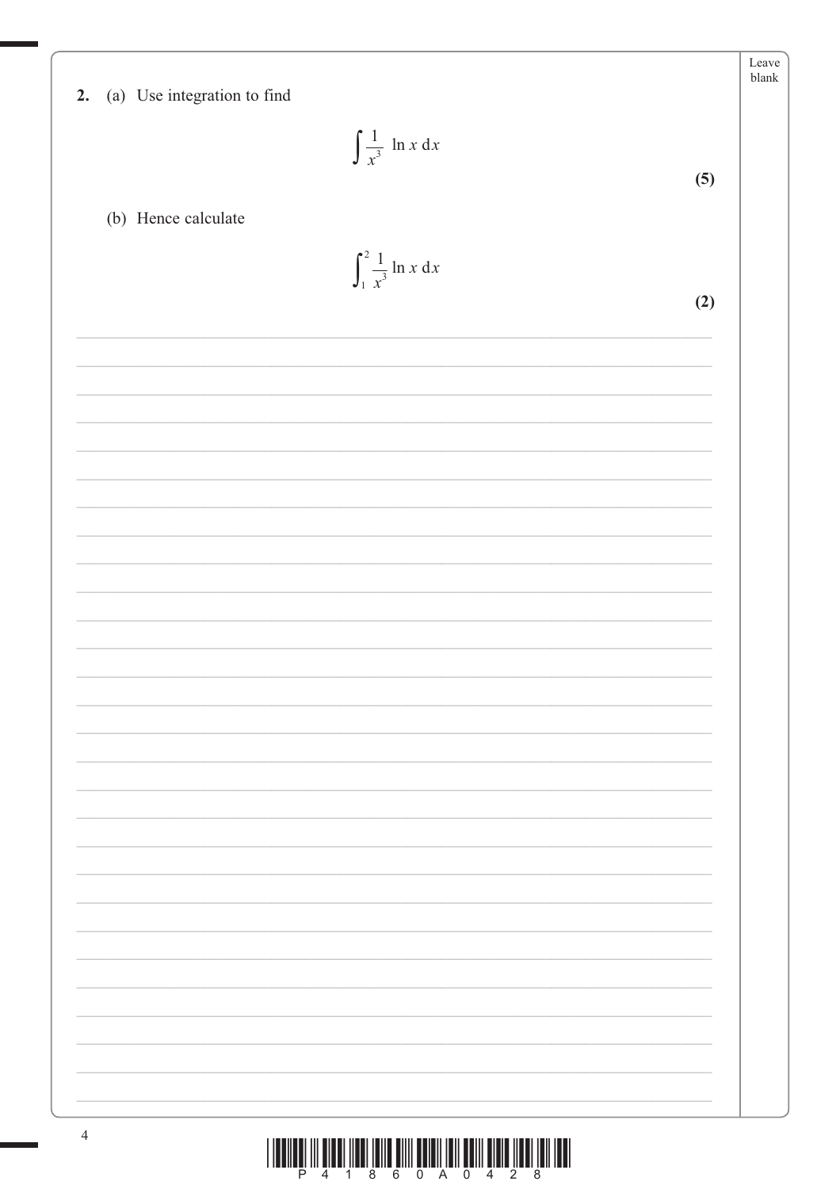**2.** (a) Use integration to find

$$\int \frac{1}{x^3} \ln x \, dx$$

**(5)**

(b) Hence calculate

$$\int_1^2 \frac{1}{x^3} \ln x \, dx$$

**(2)**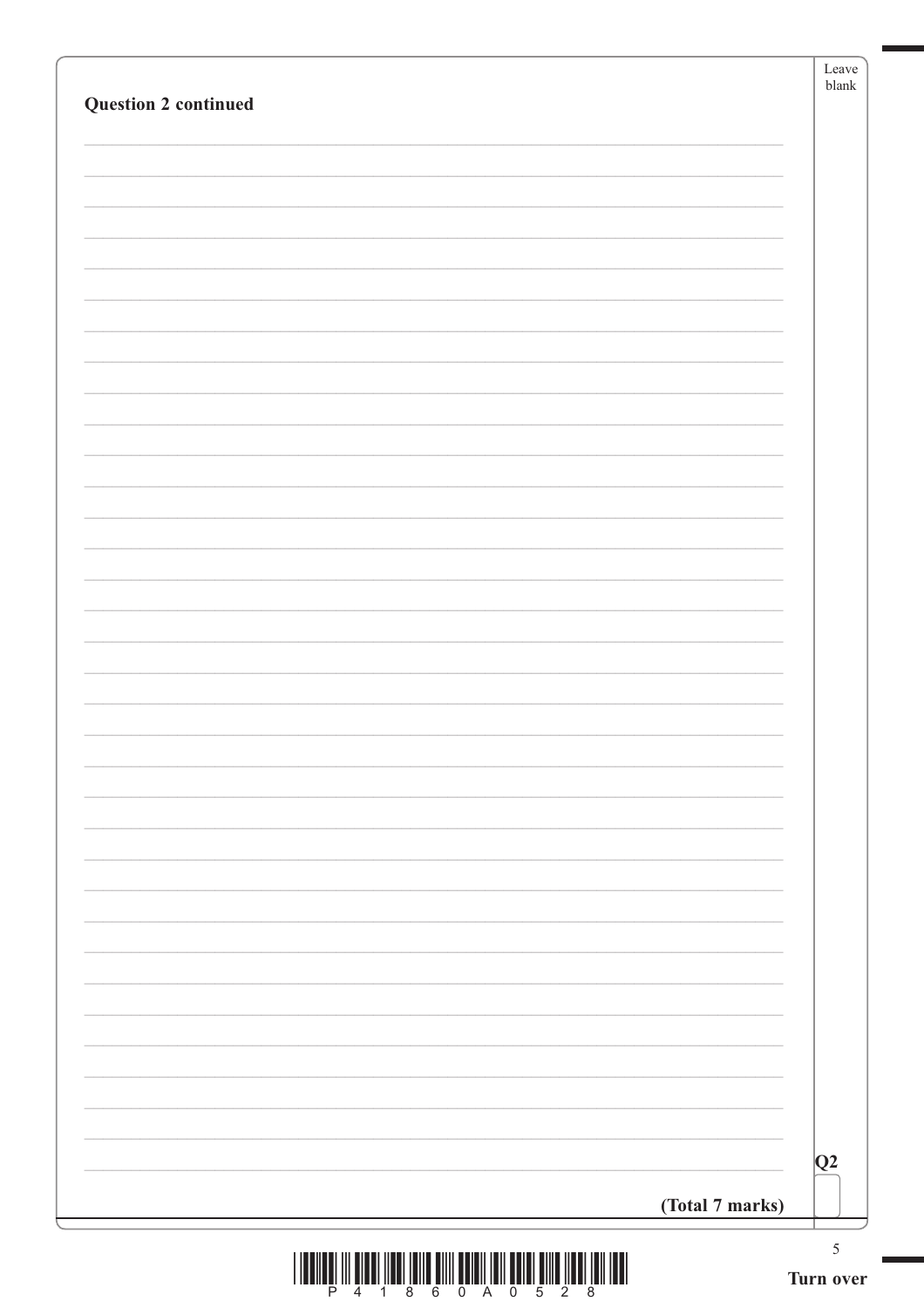**Question 2 continued**

Q2

**(Total 7 marks)**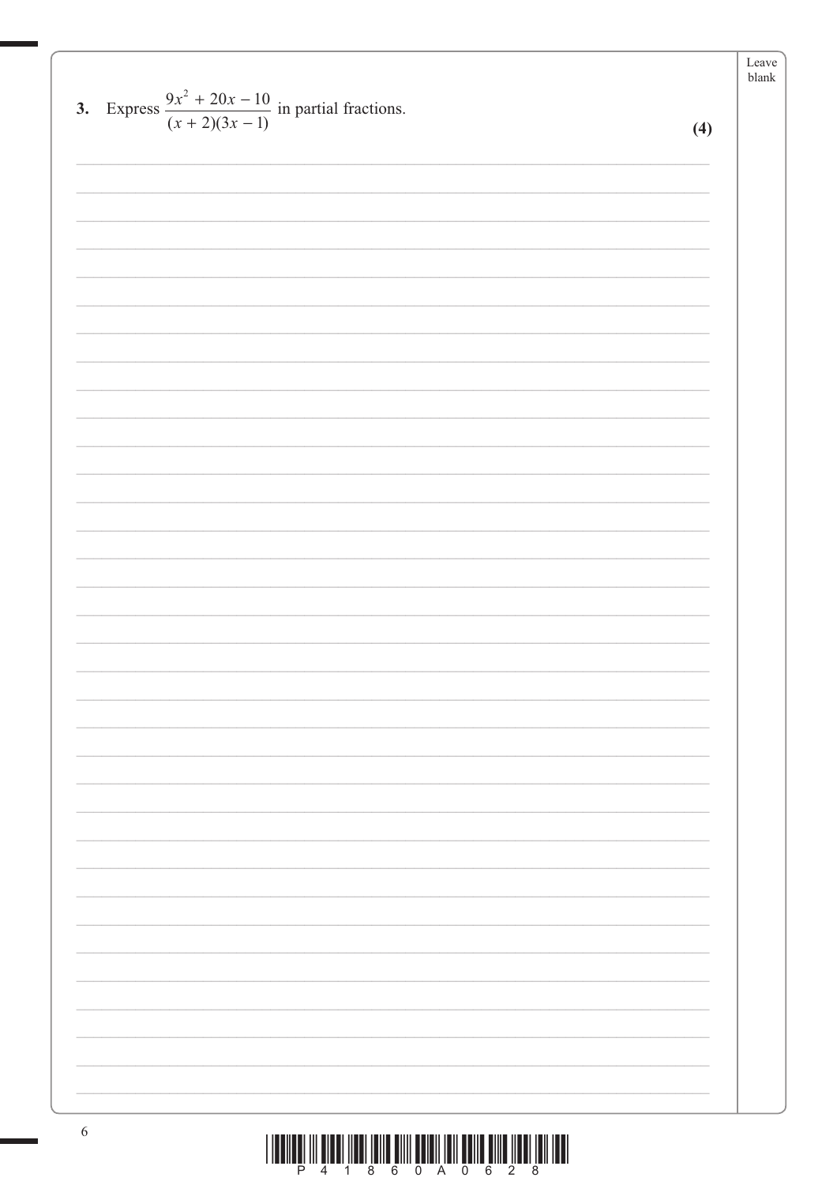**3.** Express $\dfrac{9x^2 + 20x - 10}{(x + 2)(3x - 1)}$ in partial fractions.

**(4)**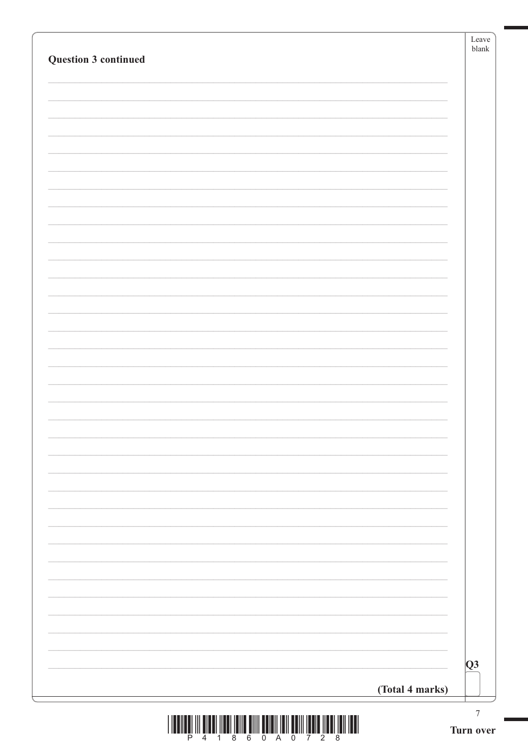**Question 3 continued**

**(Total 4 marks)**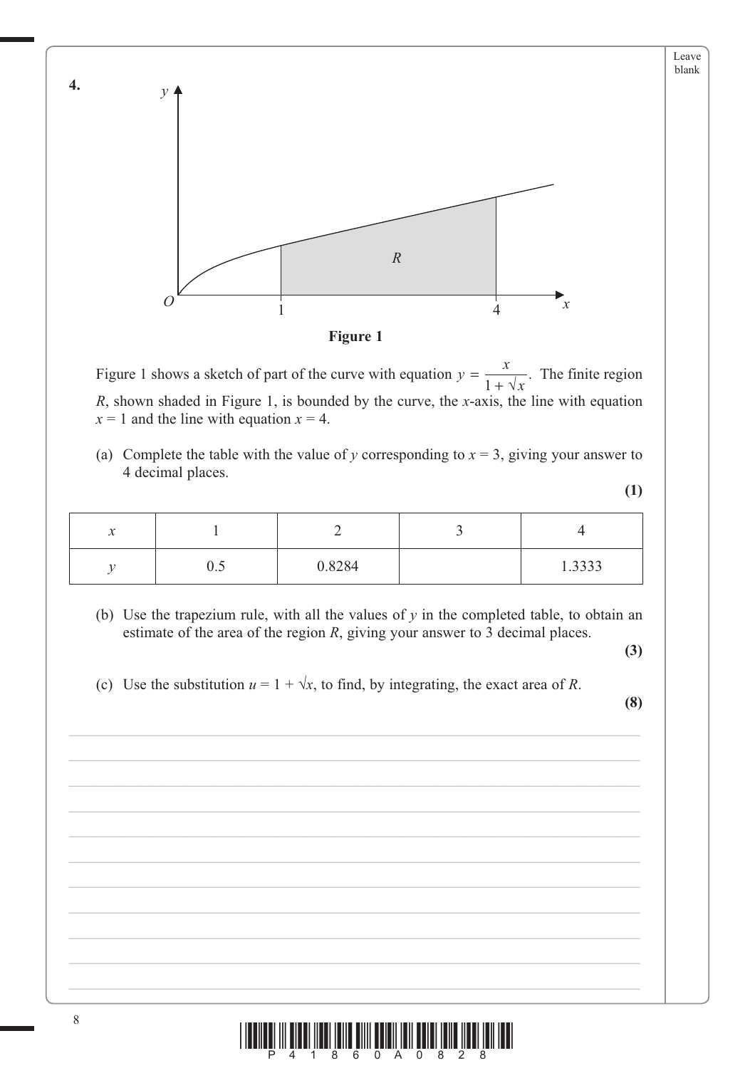**4.**

**Figure 1**

Figure 1 shows a sketch of part of the curve with equation $y = \dfrac{x}{1 + \sqrt{x}}$. The finite region $R$, shown shaded in Figure 1, is bounded by the curve, the $x$-axis, the line with equation $x = 1$ and the line with equation $x = 4$.

(a) Complete the table with the value of $y$ corresponding to $x = 3$, giving your answer to 4 decimal places.

**(1)**

| $x$ | 1 | 2 | 3 | 4 |
|---|---|---|---|---|
| $y$ | 0.5 | 0.8284 | | 1.3333 |

(b) Use the trapezium rule, with all the values of $y$ in the completed table, to obtain an estimate of the area of the region $R$, giving your answer to 3 decimal places.

**(3)**

(c) Use the substitution $u = 1 + \sqrt{x}$, to find, by integrating, the exact area of $R$.

**(8)**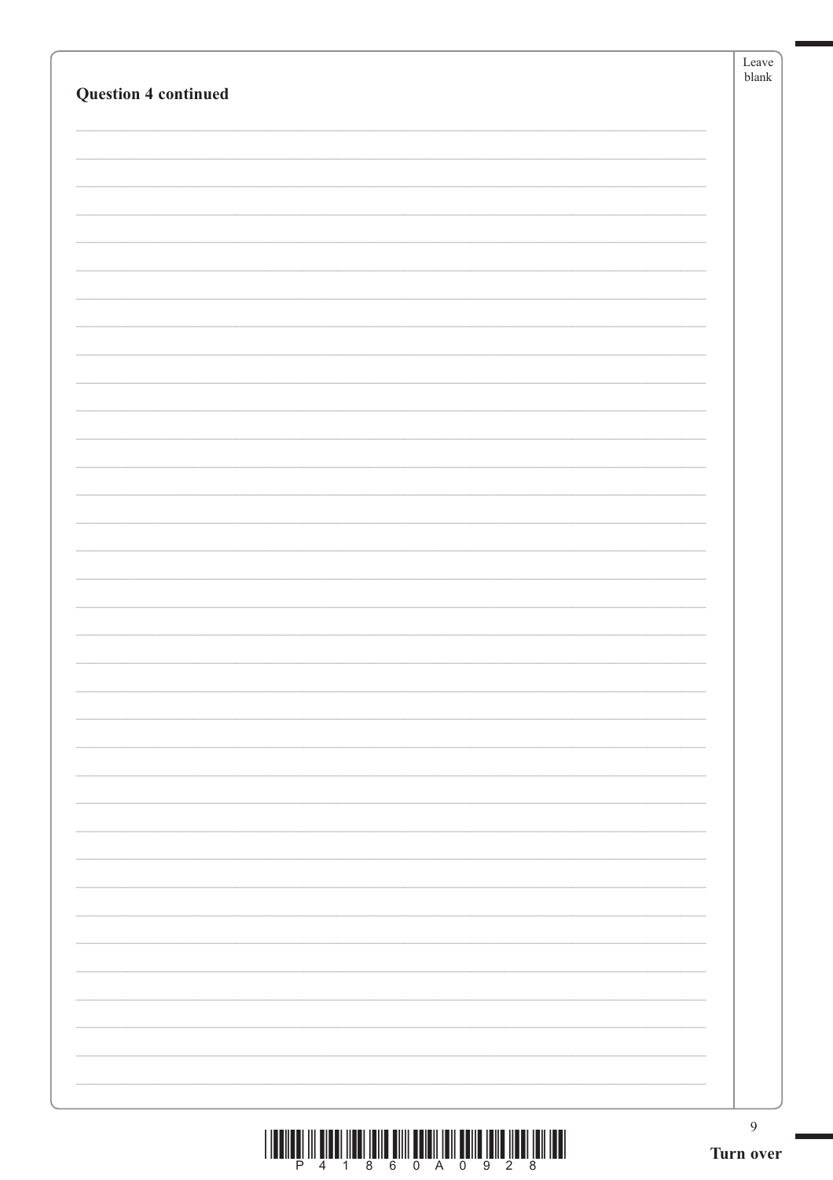**Question 4 continued**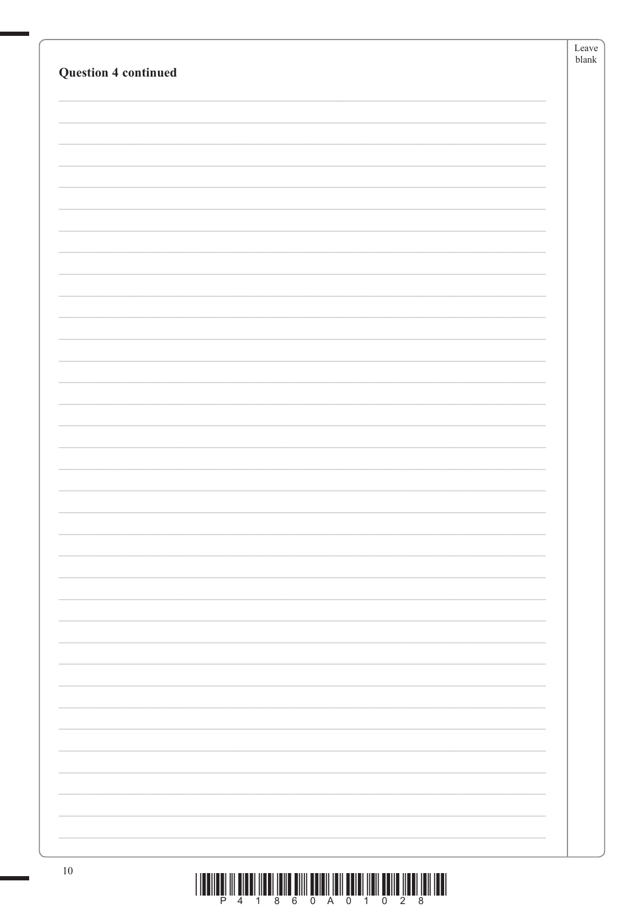**Question 4 continued**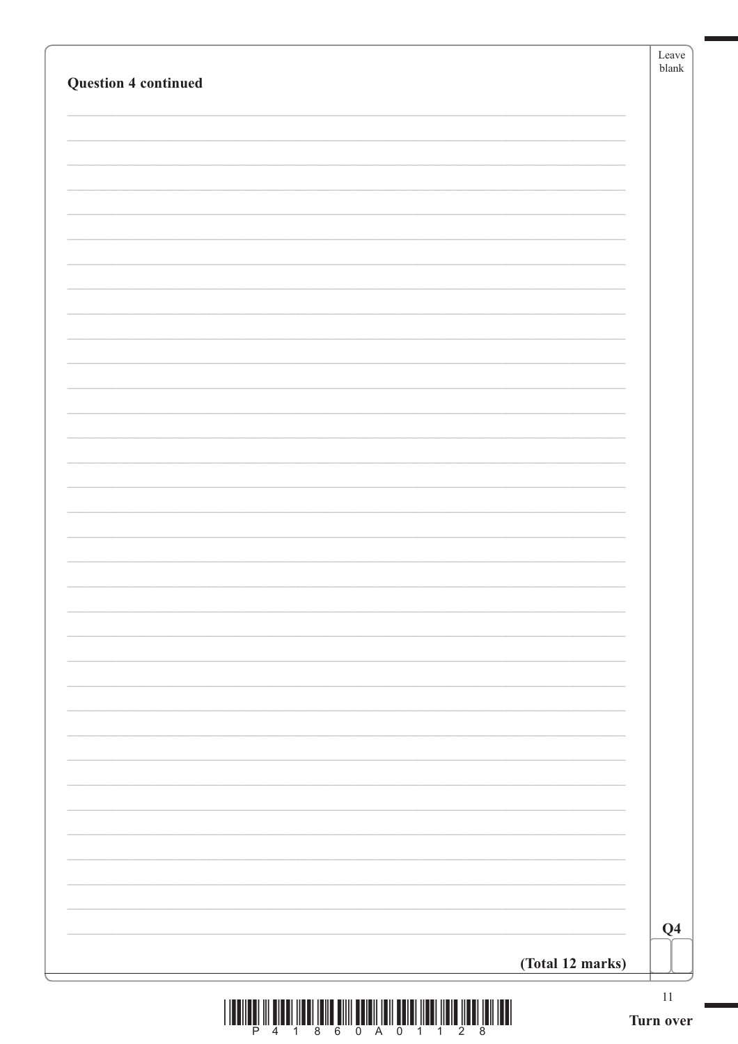**Question 4 continued**

**(Total 12 marks)**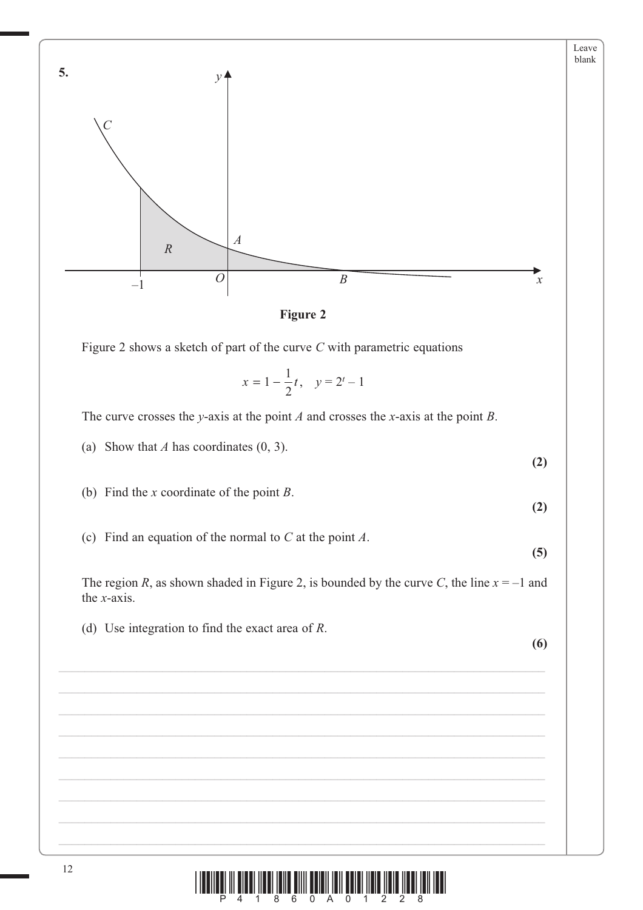**5.**

**Figure 2**

Figure 2 shows a sketch of part of the curve $C$ with parametric equations

$$x = 1 - \frac{1}{2}t, \quad y = 2^t - 1$$

The curve crosses the $y$-axis at the point $A$ and crosses the $x$-axis at the point $B$.

(a) Show that $A$ has coordinates $(0, 3)$.
**(2)**

(b) Find the $x$ coordinate of the point $B$.
**(2)**

(c) Find an equation of the normal to $C$ at the point $A$.
**(5)**

The region $R$, as shown shaded in Figure 2, is bounded by the curve $C$, the line $x = -1$ and the $x$-axis.

(d) Use integration to find the exact area of $R$.
**(6)**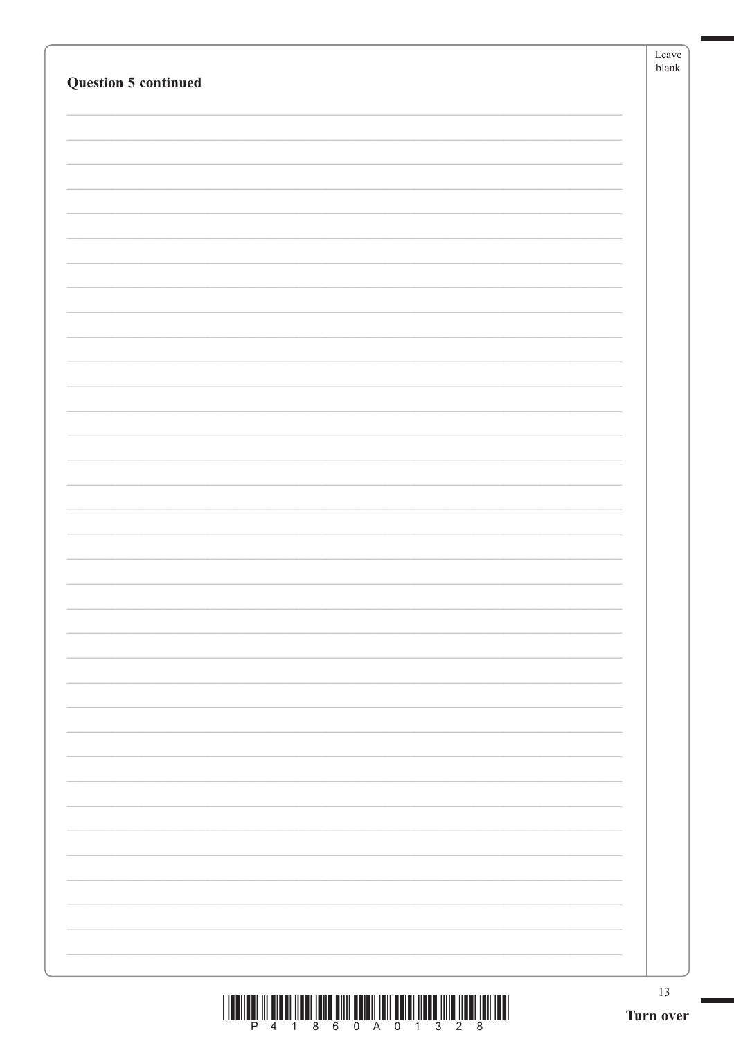**Question 5 continued**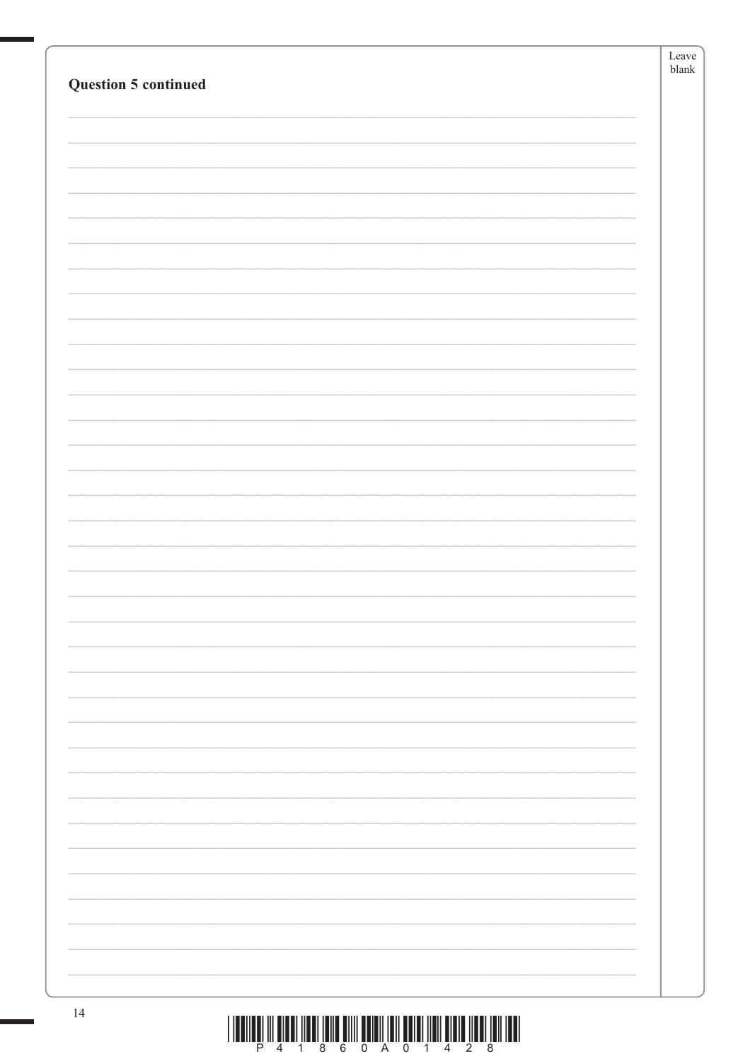**Question 5 continued**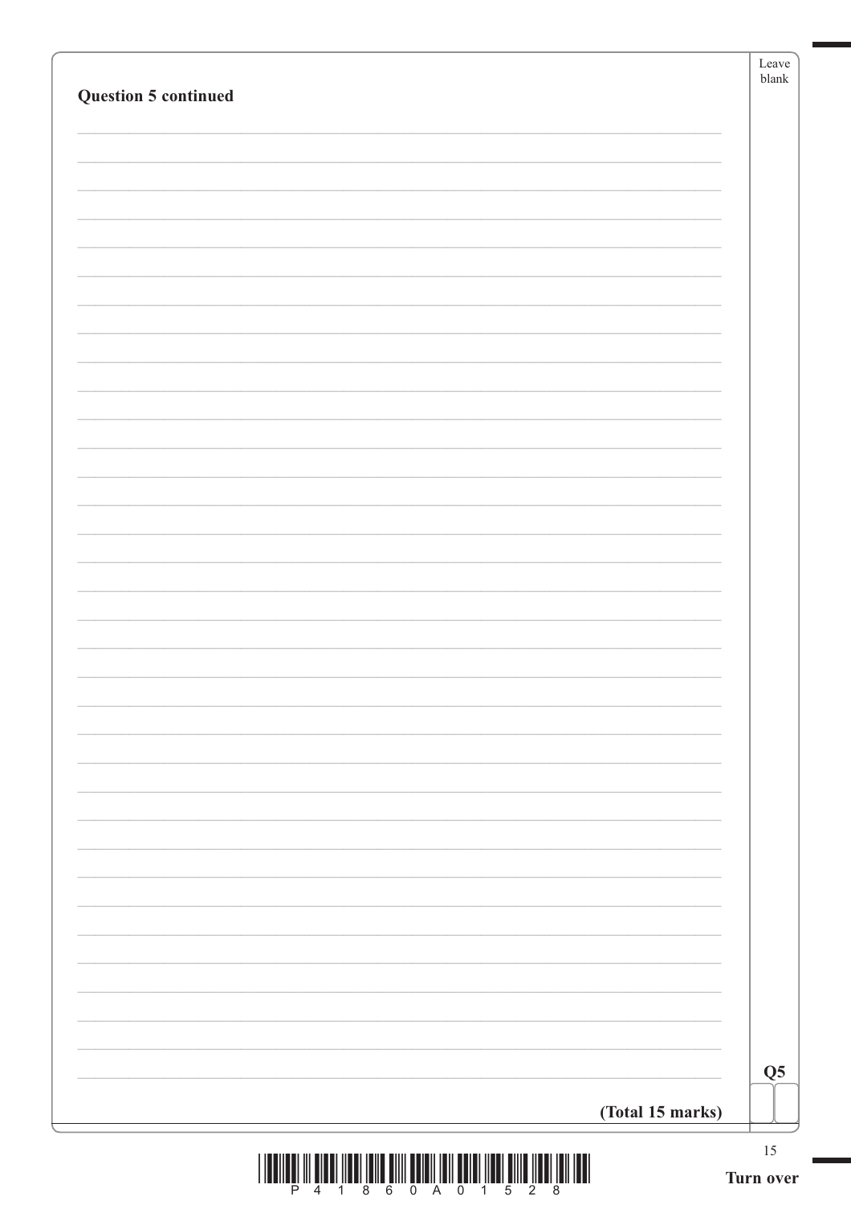**Question 5 continued**

**Q5**

**(Total 15 marks)**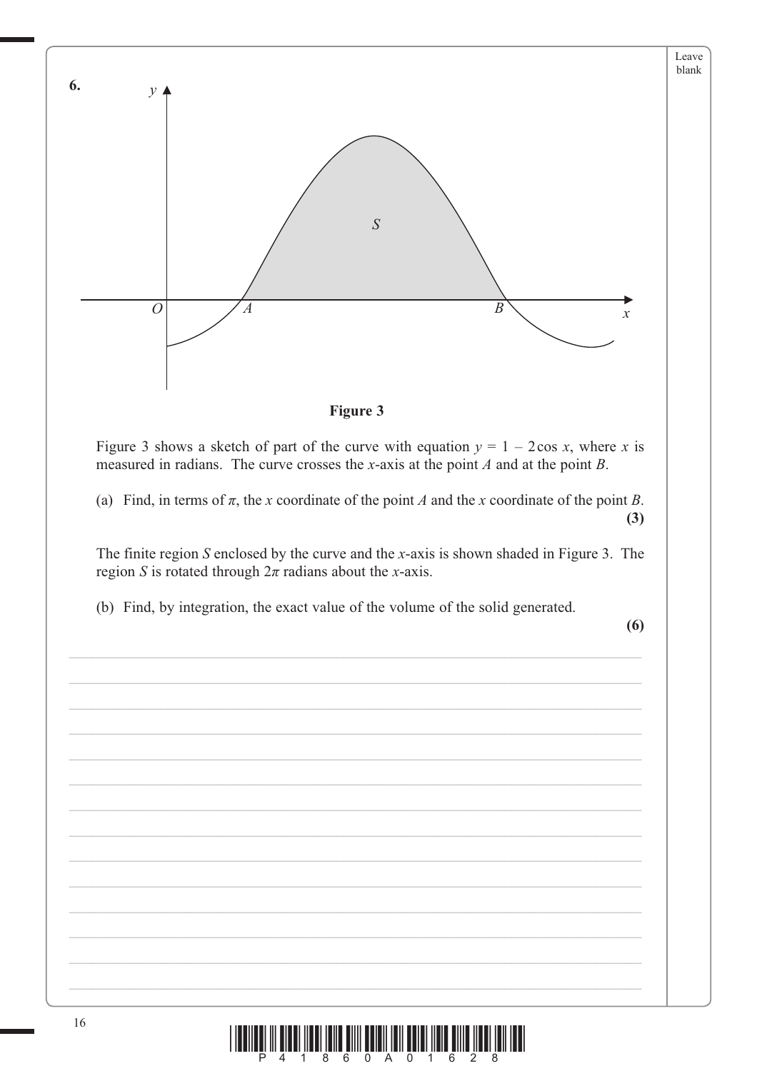**6.**

**Figure 3**

Figure 3 shows a sketch of part of the curve with equation $y = 1 - 2\cos x$, where $x$ is measured in radians. The curve crosses the $x$-axis at the point $A$ and at the point $B$.

(a) Find, in terms of $\pi$, the $x$ coordinate of the point $A$ and the $x$ coordinate of the point $B$.
**(3)**

The finite region $S$ enclosed by the curve and the $x$-axis is shown shaded in Figure 3. The region $S$ is rotated through $2\pi$ radians about the $x$-axis.

(b) Find, by integration, the exact value of the volume of the solid generated.
**(6)**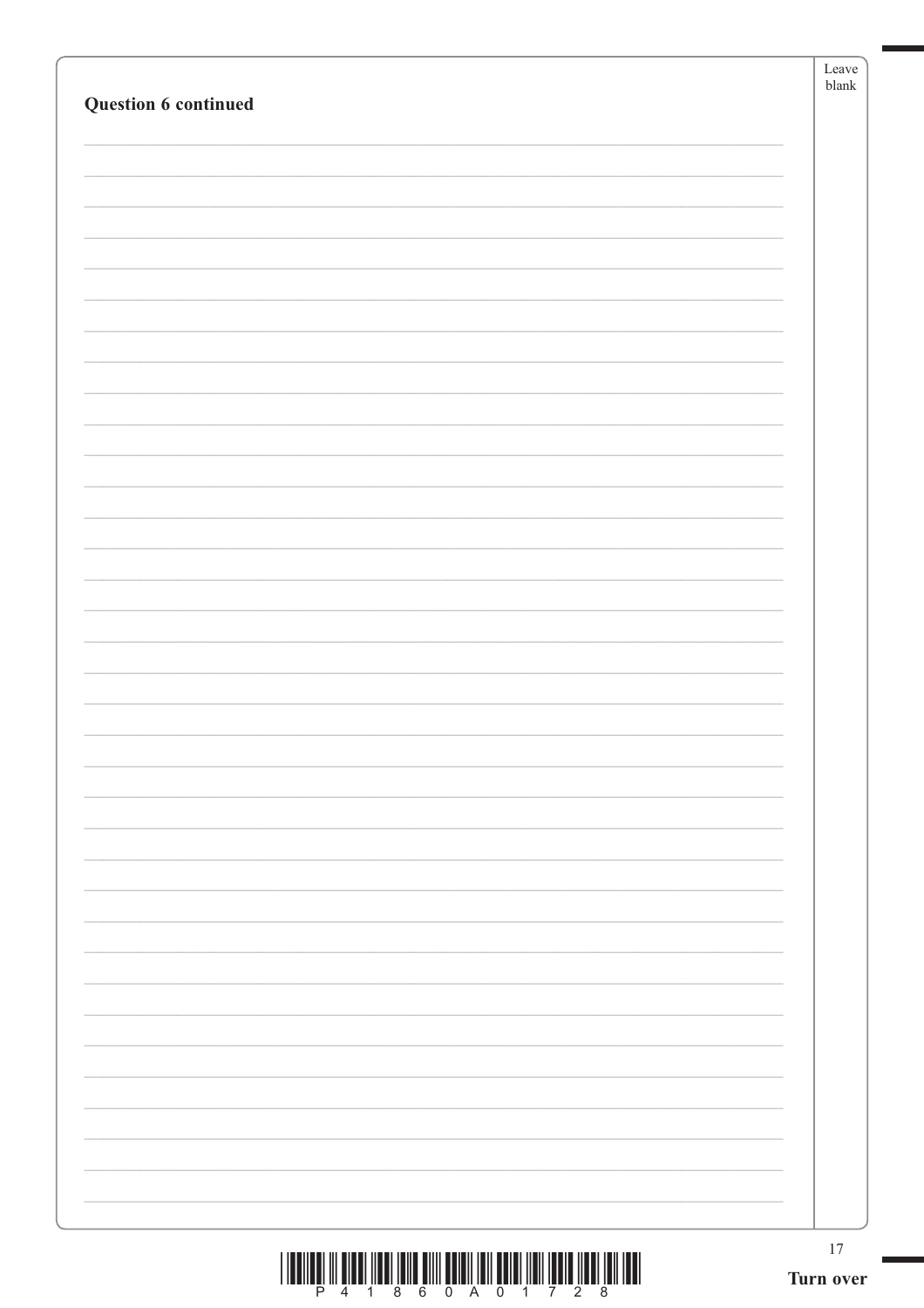**Question 6 continued**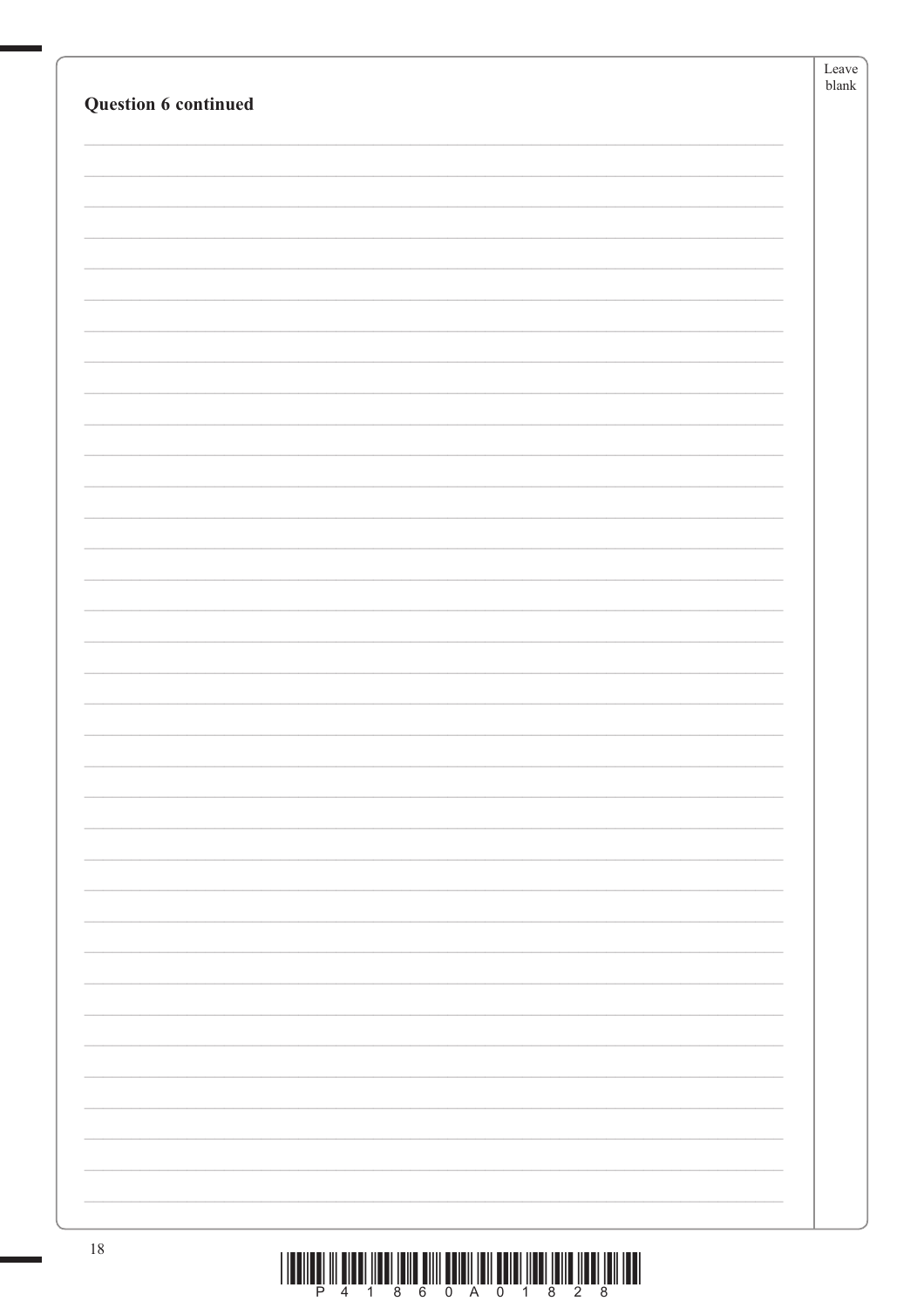**Question 6 continued**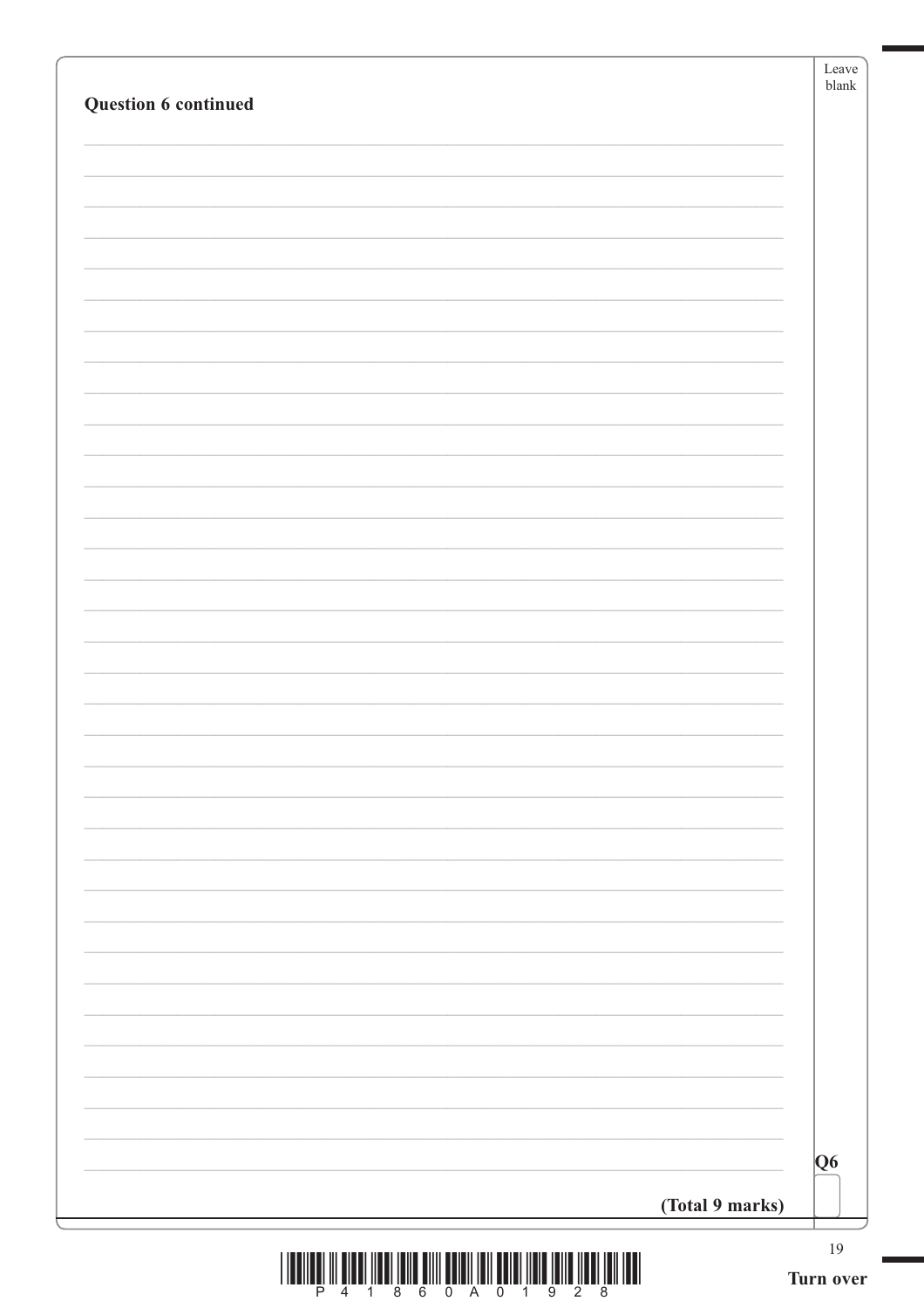**Question 6 continued**

Q6

**(Total 9 marks)**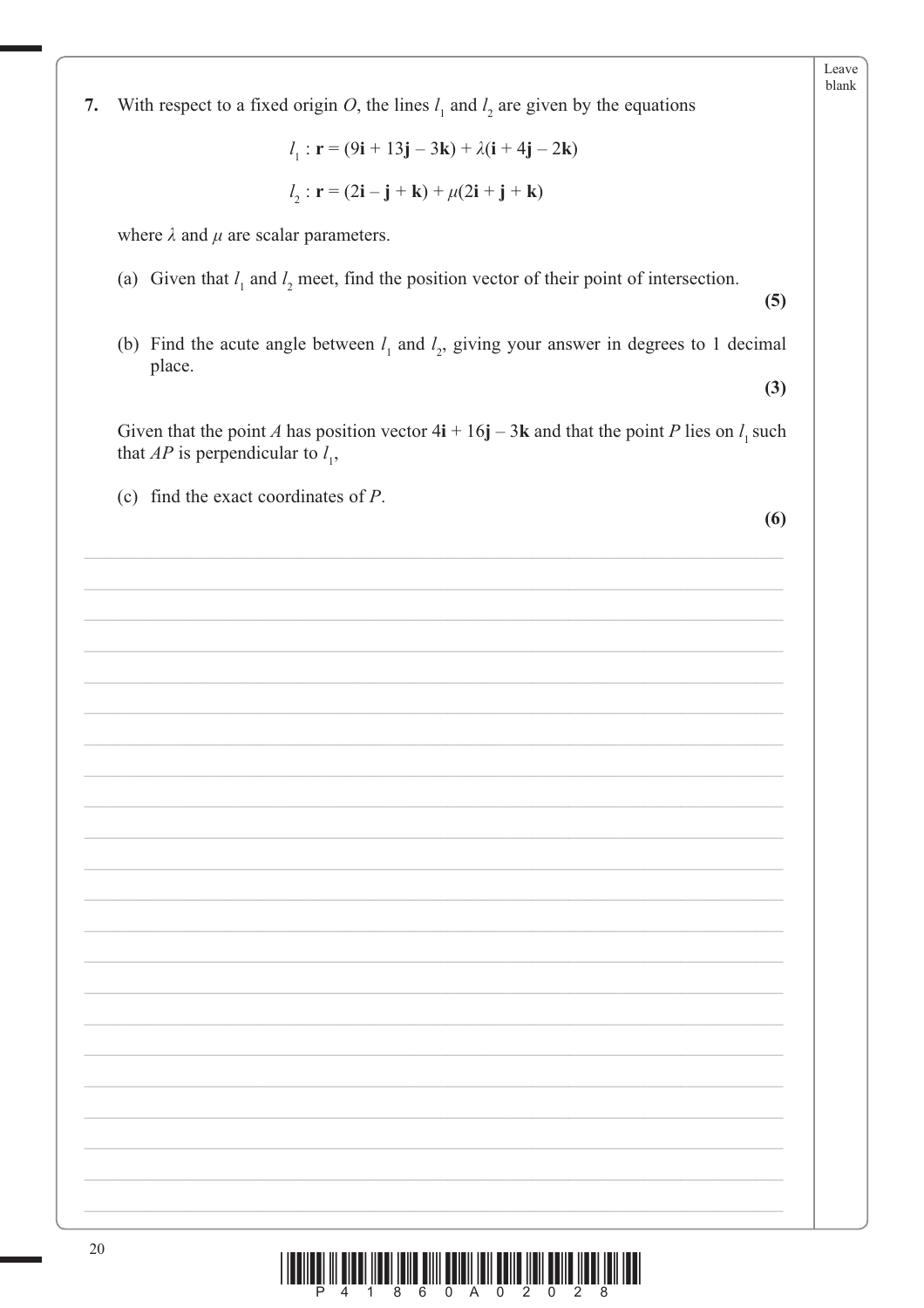**7.** With respect to a fixed origin $O$, the lines $l_1$ and $l_2$ are given by the equations

$$l_1 : \mathbf{r} = (9\mathbf{i} + 13\mathbf{j} - 3\mathbf{k}) + \lambda(\mathbf{i} + 4\mathbf{j} - 2\mathbf{k})$$

$$l_2 : \mathbf{r} = (2\mathbf{i} - \mathbf{j} + \mathbf{k}) + \mu(2\mathbf{i} + \mathbf{j} + \mathbf{k})$$

where $\lambda$ and $\mu$ are scalar parameters.

(a) Given that $l_1$ and $l_2$ meet, find the position vector of their point of intersection.
**(5)**

(b) Find the acute angle between $l_1$ and $l_2$, giving your answer in degrees to 1 decimal place.
**(3)**

Given that the point $A$ has position vector $4\mathbf{i} + 16\mathbf{j} - 3\mathbf{k}$ and that the point $P$ lies on $l_1$ such that $AP$ is perpendicular to $l_1$,

(c) find the exact coordinates of $P$.
**(6)**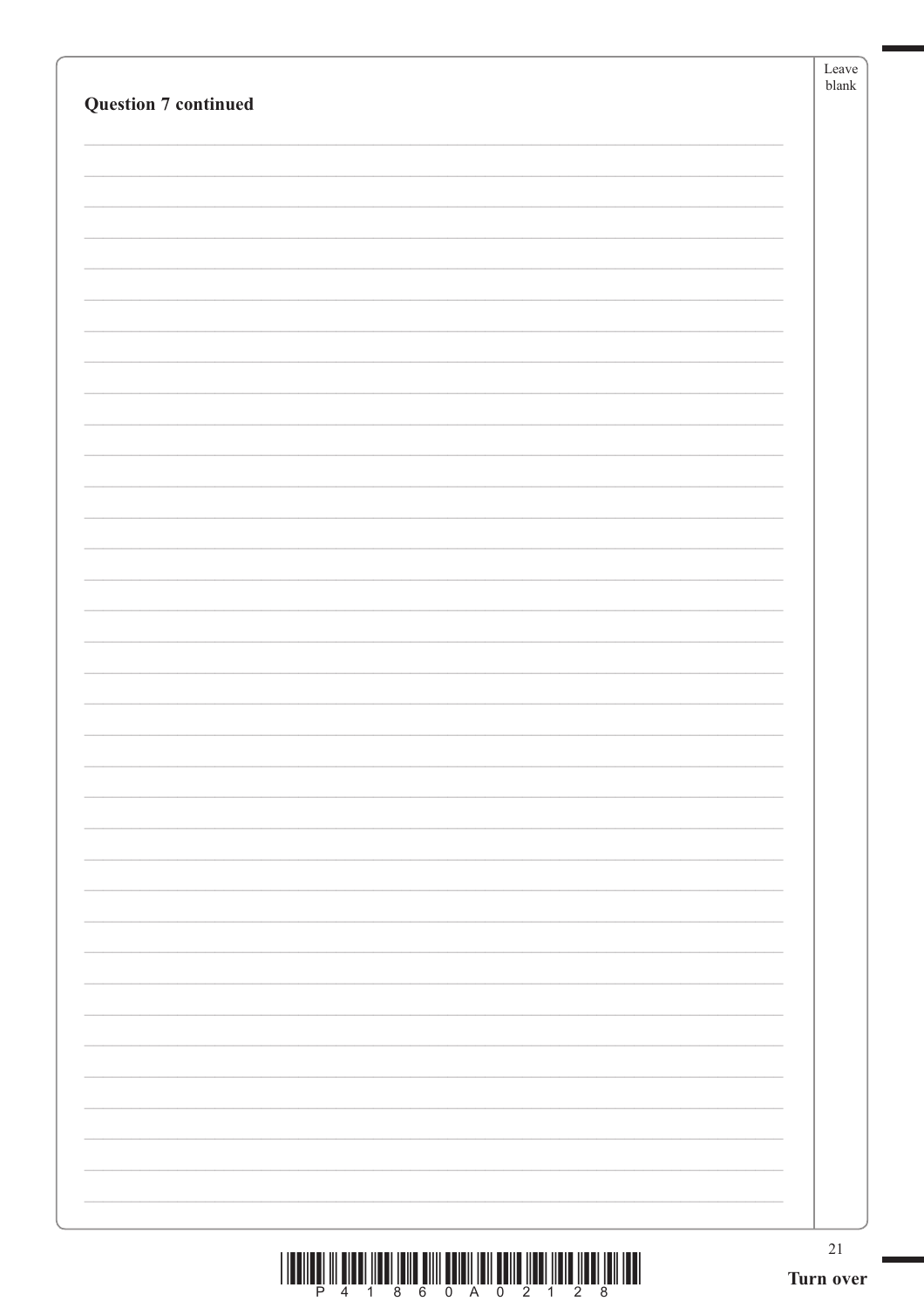**Question 7 continued**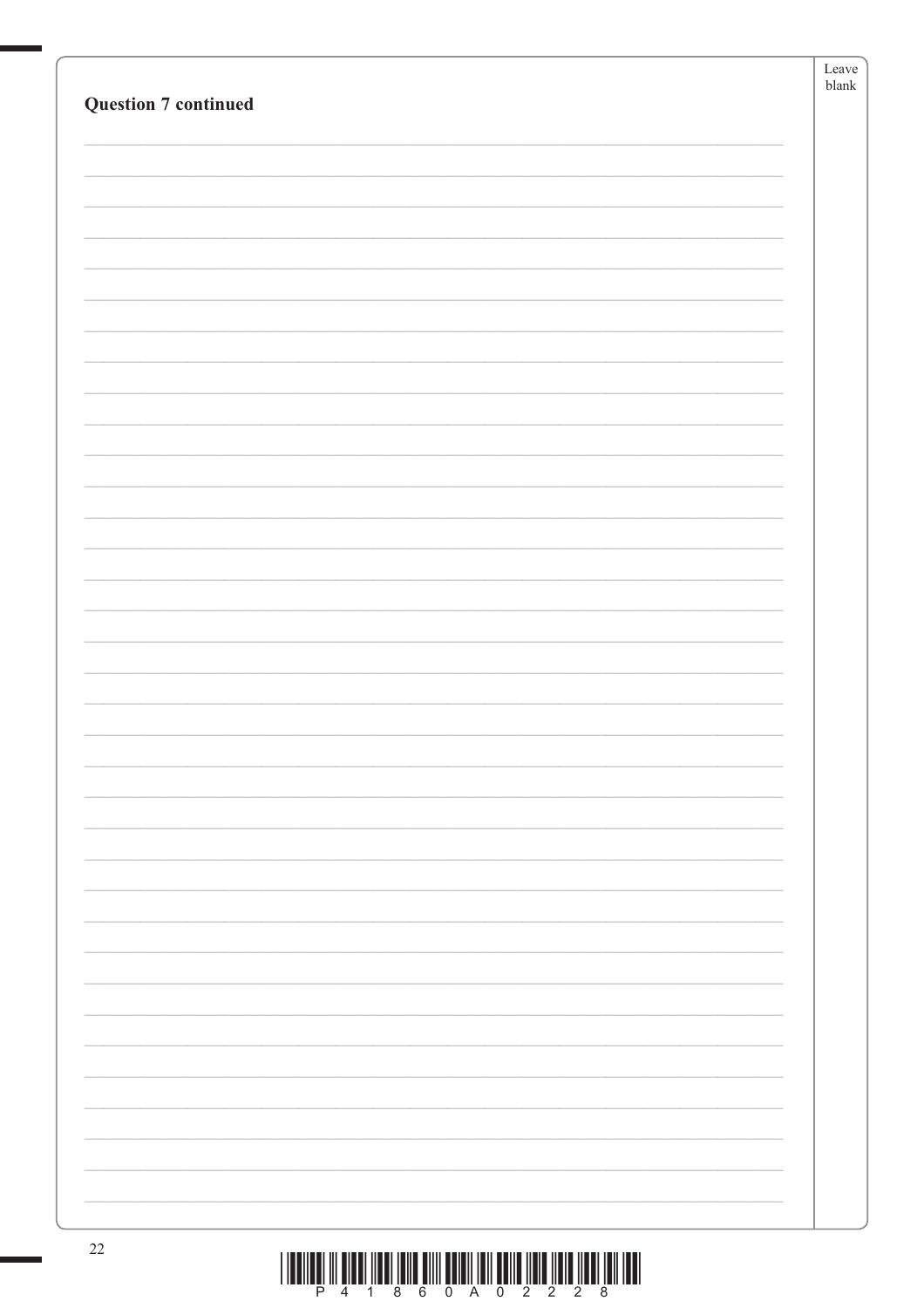**Question 7 continued**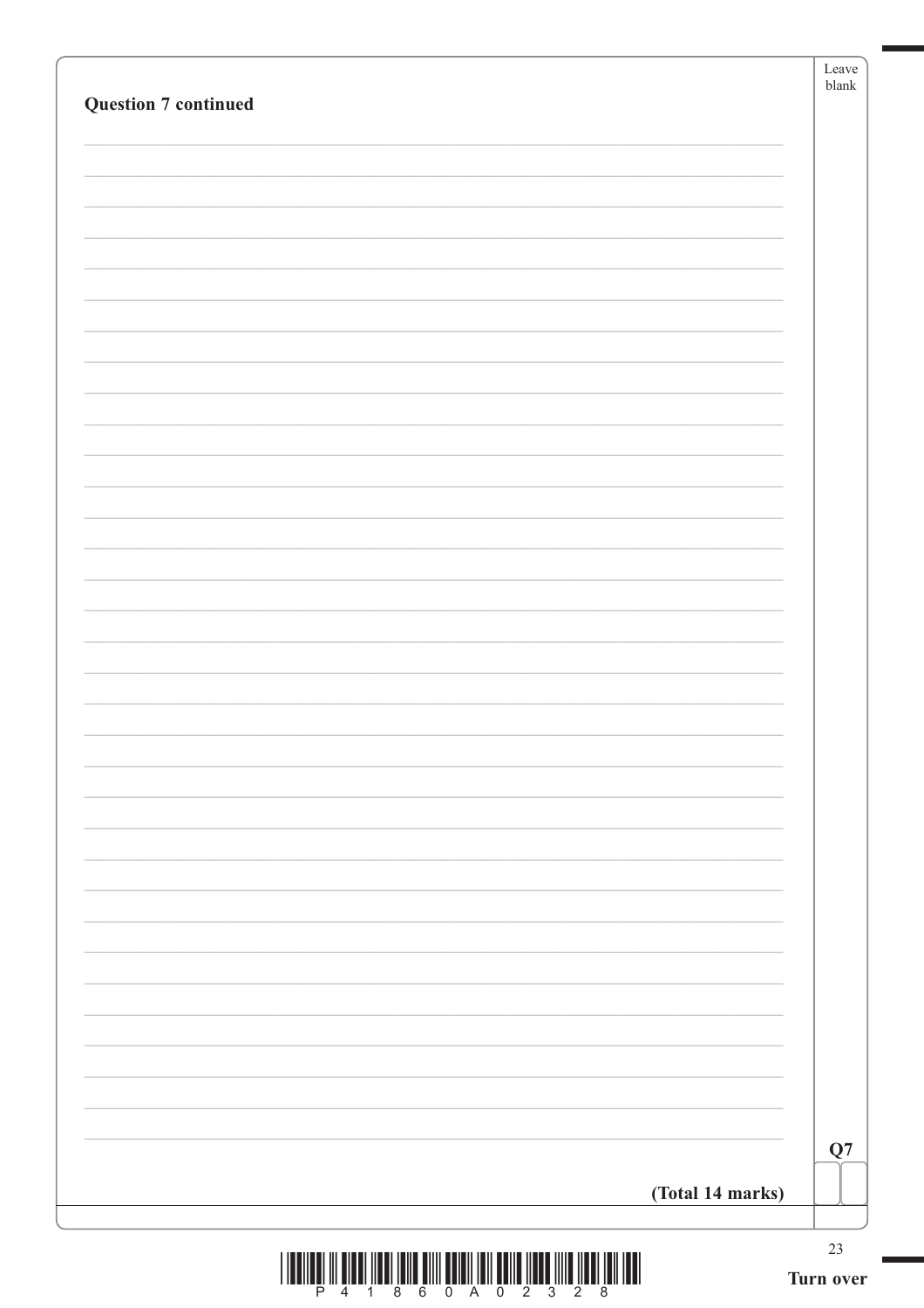**Question 7 continued**

**(Total 14 marks)**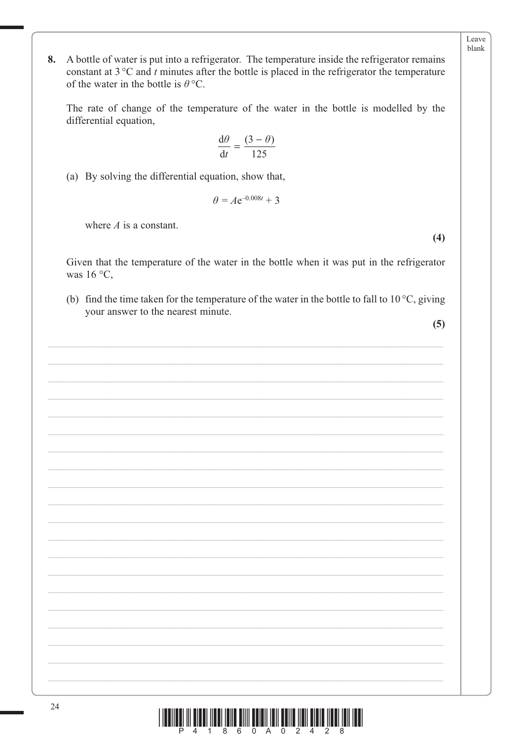**8.** A bottle of water is put into a refrigerator. The temperature inside the refrigerator remains constant at 3 °C and $t$ minutes after the bottle is placed in the refrigerator the temperature of the water in the bottle is $\theta$ °C.

The rate of change of the temperature of the water in the bottle is modelled by the differential equation,

$$\frac{\mathrm{d}\theta}{\mathrm{d}t} = \frac{(3 - \theta)}{125}$$

(a) By solving the differential equation, show that,

$$\theta = A\mathrm{e}^{-0.008t} + 3$$

where $A$ is a constant.

**(4)**

Given that the temperature of the water in the bottle when it was put in the refrigerator was 16 °C,

(b) find the time taken for the temperature of the water in the bottle to fall to 10 °C, giving your answer to the nearest minute.

**(5)**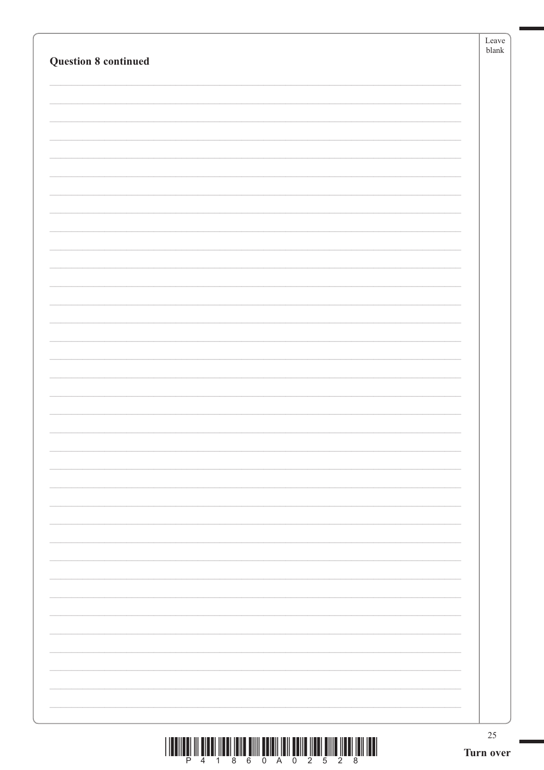**Question 8 continued**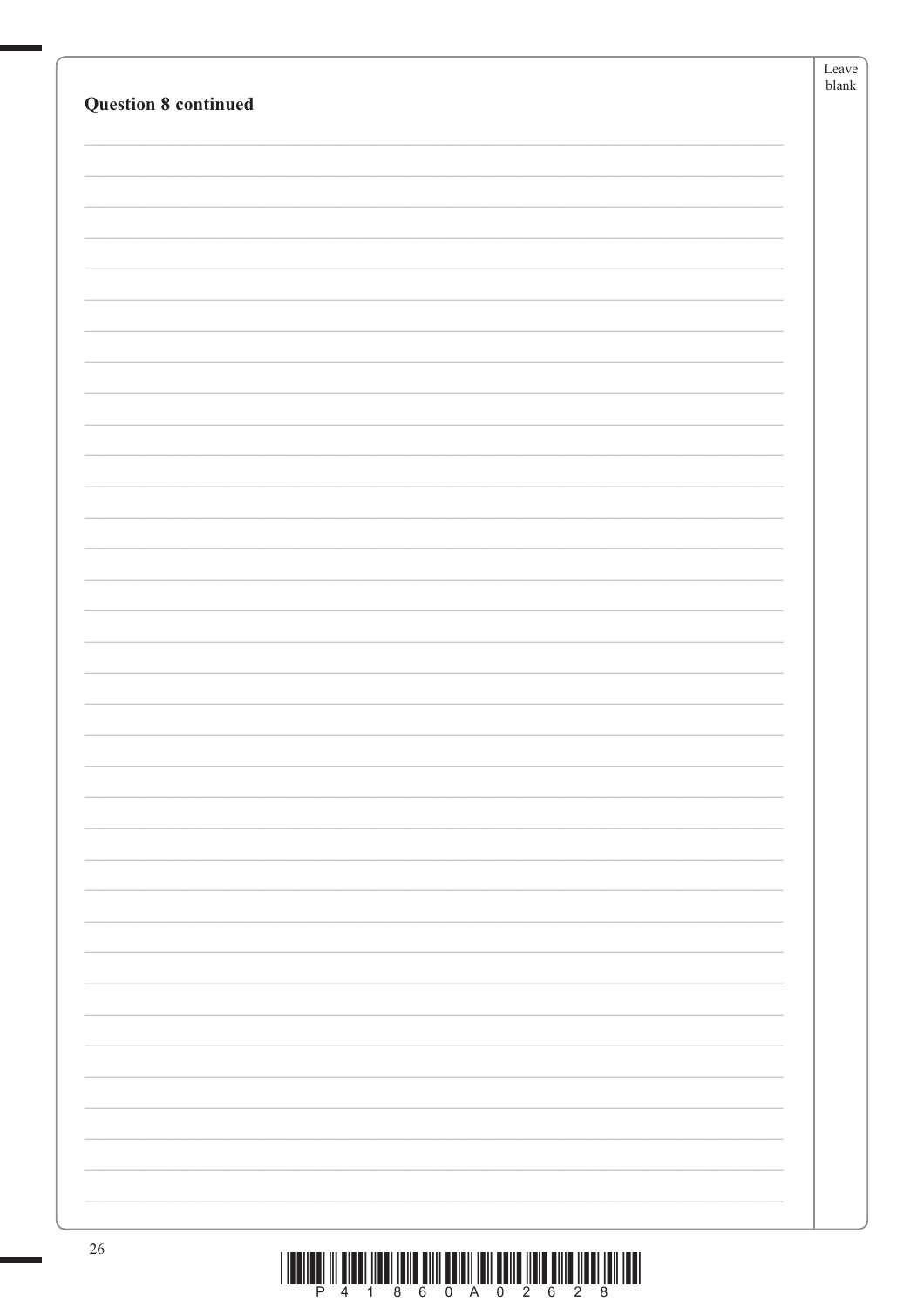**Question 8 continued**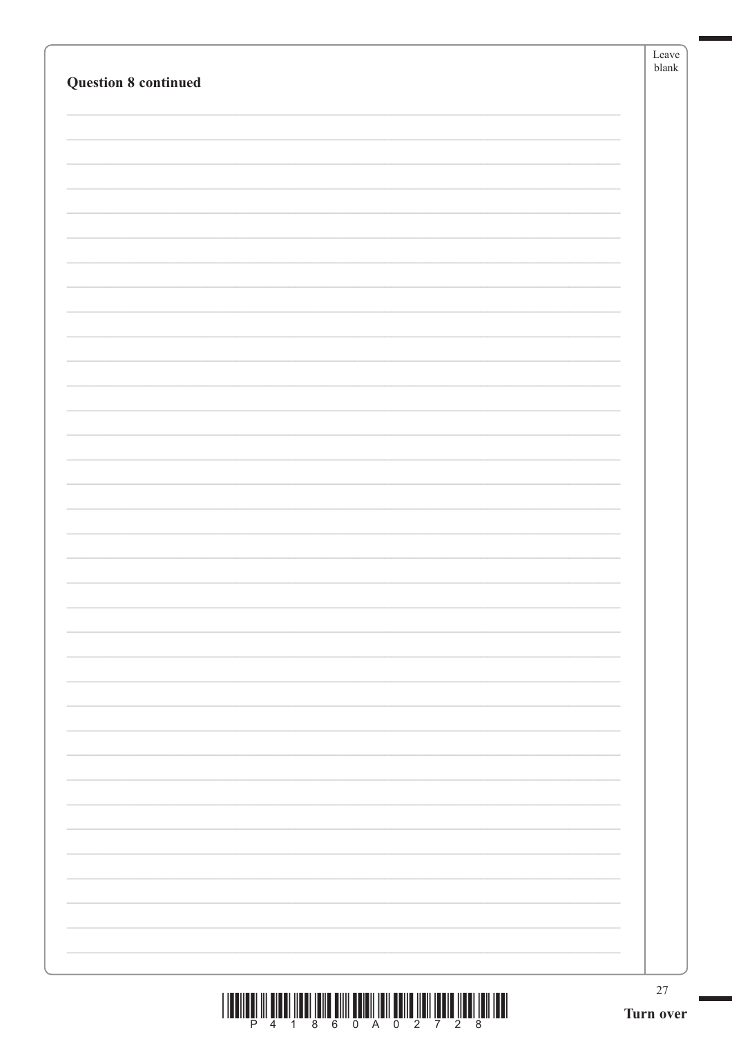**Question 8 continued**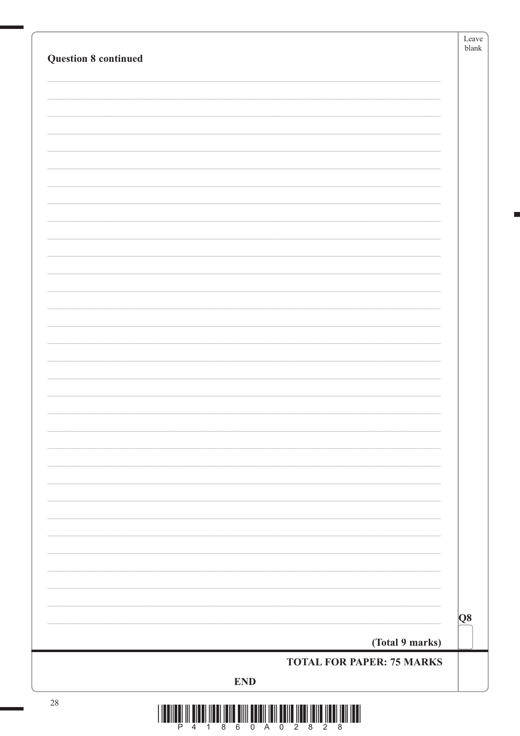**Question 8 continued**

Q8

**(Total 9 marks)**

**TOTAL FOR PAPER: 75 MARKS**

**END**